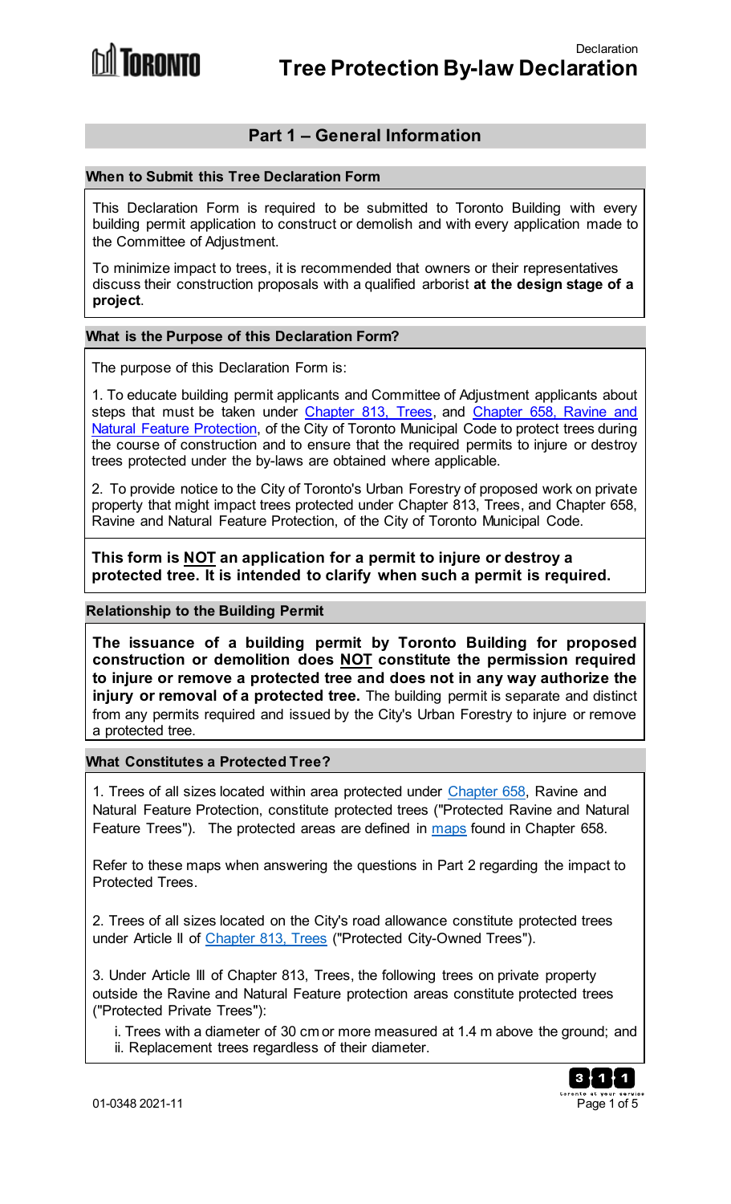# Tree Protection By-law Declaration

## Part 1 – General Information

### When to Submit this Tree Declaration Form

This Declaration Form is required to be submitted to Toronto Building with every building permit application to construct or demolish and with every application made to the Committee of Adjustment.

To minimize impact to trees, it is recommended that owners or their representatives discuss their construction proposals with a qualified arborist **at the design stage of a project**.

### What is the Purpose of this Declaration Form?

The purpose of this Declaration Form is:

1. To educate building permit applicants and Committee of Adjustment applicants about steps that must be taken under Chapter 813, Trees, and Chapter 658, Ravine and Natural Feature Protection, of the City of Toronto Municipal Code to protect trees during the course of construction and to ensure that the required permits to injure or destroy trees protected under the by-laws are obtained where applicable.

2. To provide notice to the City of Toronto's Urban Forestry of proposed work on private property that might impact trees protected under Chapter 813, Trees, and Chapter 658, Ravine and Natural Feature Protection, of the City of Toronto Municipal Code.

**This form is NOT an application for a permit to injure or destroy a protected tree. It is intended to clarify when such a permit is required.**

### Relationship to the Building Permit

**The issuance of a building permit by Toronto Building for proposed construction or demolition does NOT constitute the permission required to injure or remove a protected tree and does not in any way authorize the injury or removal of a protected tree.** The building permit is separate and distinct from any permits required and issued by the City's Urban Forestry to injure or remove a protected tree.

### What Constitutes a Protected Tree?

1. Trees of all sizes located within area protected under Chapter 658, Ravine and Natural Feature Protection, constitute protected trees ("Protected Ravine and Natural Feature Trees"). The protected areas are defined in maps found in Chapter 658.

Refer to these maps when answering the questions in Part 2 regarding the impact to Protected Trees.

2. Trees of all sizes located on the City's road allowance constitute protected trees under Article II of Chapter 813, Trees ("Protected City-Owned Trees").

3. Under Article III of Chapter 813, Trees, the following trees on private property outside the Ravine and Natural Feature protection areas constitute protected trees ("Protected Private Trees"):

   i. Trees with a diameter of 30 cm or more measured at 1.4 m above the ground; and
   ii. Replacement trees regardless of their diameter.

01-0348 2021-11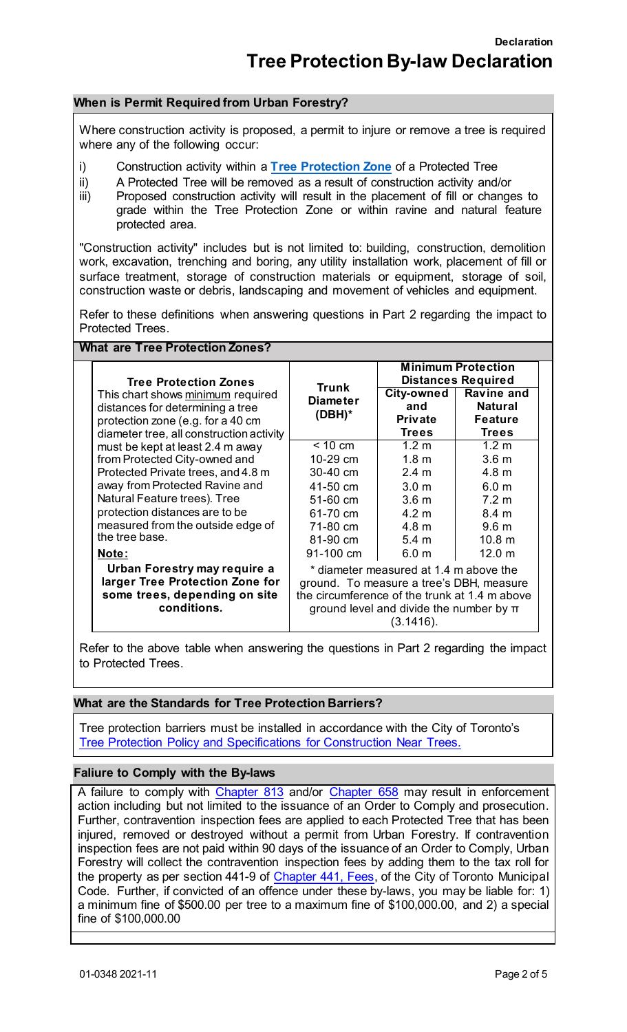# Tree Protection By-law Declaration

### When is Permit Required from Urban Forestry?

Where construction activity is proposed, a permit to injure or remove a tree is required where any of the following occur:

i) Construction activity within a **Tree Protection Zone** of a Protected Tree

ii) A Protected Tree will be removed as a result of construction activity and/or

iii) Proposed construction activity will result in the placement of fill or changes to grade within the Tree Protection Zone or within ravine and natural feature protected area.

"Construction activity" includes but is not limited to: building, construction, demolition work, excavation, trenching and boring, any utility installation work, placement of fill or surface treatment, storage of construction materials or equipment, storage of soil, construction waste or debris, landscaping and movement of vehicles and equipment.

Refer to these definitions when answering questions in Part 2 regarding the impact to Protected Trees.

### What are Tree Protection Zones?

**Tree Protection Zones**

This chart shows minimum required distances for determining a tree protection zone (e.g. for a 40 cm diameter tree, all construction activity must be kept at least 2.4 m away from Protected City-owned and Protected Private trees, and 4.8 m away from Protected Ravine and Natural Feature trees). Tree protection distances are to be measured from the outside edge of the tree base.

**Note:**

**Urban Forestry may require a larger Tree Protection Zone for some trees, depending on site conditions.**

| Trunk Diameter (DBH)* | Minimum Protection Distances Required | |
|---|---|---|
| | City-owned and Private Trees | Ravine and Natural Feature Trees |
| < 10 cm | 1.2 m | 1.2 m |
| 10-29 cm | 1.8 m | 3.6 m |
| 30-40 cm | 2.4 m | 4.8 m |
| 41-50 cm | 3.0 m | 6.0 m |
| 51-60 cm | 3.6 m | 7.2 m |
| 61-70 cm | 4.2 m | 8.4 m |
| 71-80 cm | 4.8 m | 9.6 m |
| 81-90 cm | 5.4 m | 10.8 m |
| 91-100 cm | 6.0 m | 12.0 m |

\* diameter measured at 1.4 m above the ground. To measure a tree's DBH, measure the circumference of the trunk at 1.4 m above ground level and divide the number by $\pi$ (3.1416).

Refer to the above table when answering the questions in Part 2 regarding the impact to Protected Trees.

### What are the Standards for Tree Protection Barriers?

Tree protection barriers must be installed in accordance with the City of Toronto's Tree Protection Policy and Specifications for Construction Near Trees.

### Faliure to Comply with the By-laws

A failure to comply with Chapter 813 and/or Chapter 658 may result in enforcement action including but not limited to the issuance of an Order to Comply and prosecution. Further, contravention inspection fees are applied to each Protected Tree that has been injured, removed or destroyed without a permit from Urban Forestry. If contravention inspection fees are not paid within 90 days of the issuance of an Order to Comply, Urban Forestry will collect the contravention inspection fees by adding them to the tax roll for the property as per section 441-9 of Chapter 441, Fees, of the City of Toronto Municipal Code. Further, if convicted of an offence under these by-laws, you may be liable for: 1) a minimum fine of $500.00 per tree to a maximum fine of $100,000.00, and 2) a special fine of $100,000.00

01-0348 2021-11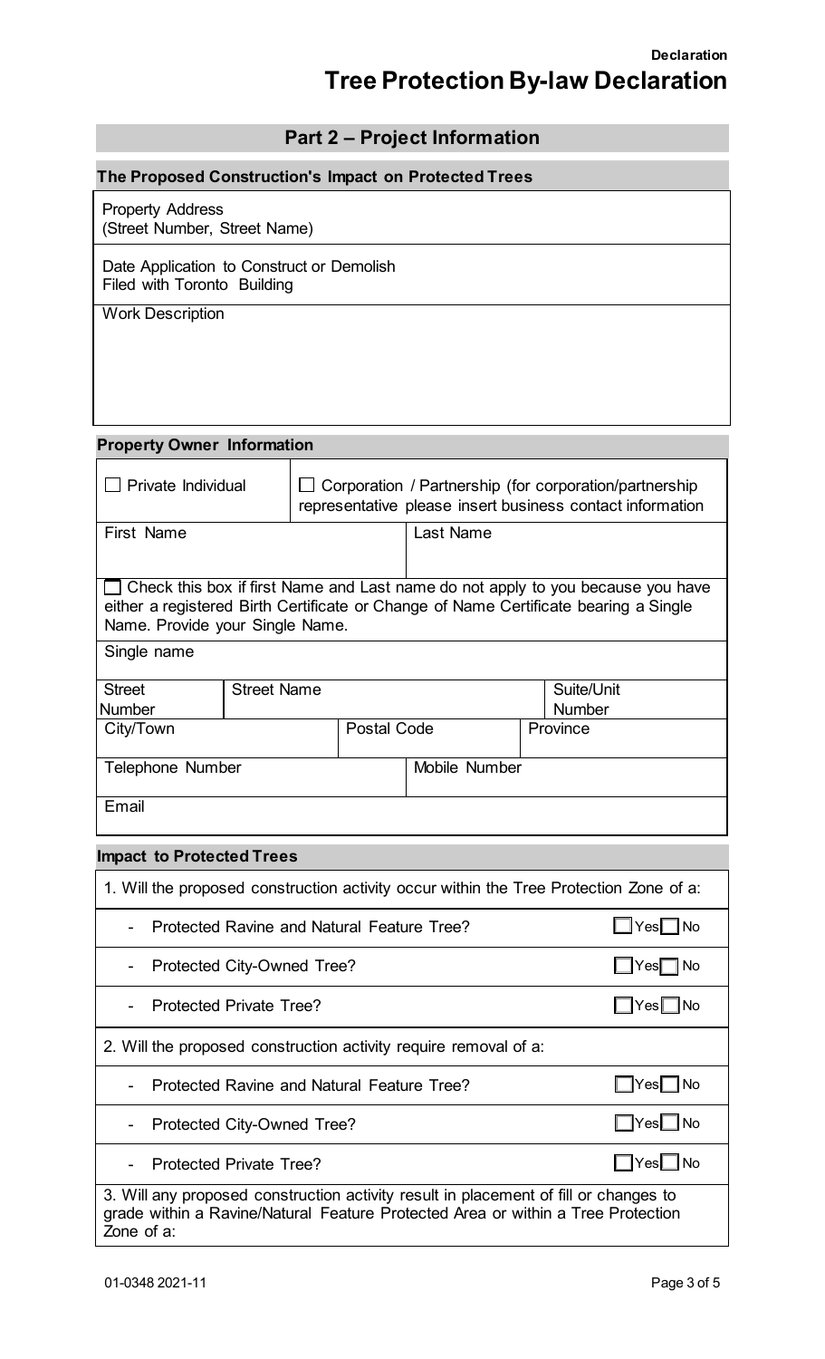**Declaration**

# Tree Protection By-law Declaration

## Part 2 – Project Information

### The Proposed Construction's Impact on Protected Trees

| | |
|---|---|
| Property Address (Street Number, Street Name) | |
| Date Application to Construct or Demolish Filed with Toronto Building | |
| Work Description | |

### Property Owner Information

| | | | | |
|---|---|---|---|---|
| ☐ Private Individual | ☐ Corporation / Partnership (for corporation/partnership representative please insert business contact information | | | |
| First Name | | Last Name | | |
| ☐ Check this box if first Name and Last name do not apply to you because you have either a registered Birth Certificate or Change of Name Certificate bearing a Single Name. Provide your Single Name. | | | | |
| Single name | | | | |
| Street Number | Street Name | | | Suite/Unit Number |
| City/Town | | Postal Code | | Province |
| Telephone Number | | Mobile Number | | |
| Email | | | | |

### Impact to Protected Trees

| | |
|---|---|
| 1. Will the proposed construction activity occur within the Tree Protection Zone of a: | |
| - Protected Ravine and Natural Feature Tree? | ☐ Yes ☐ No |
| - Protected City-Owned Tree? | ☐ Yes ☐ No |
| - Protected Private Tree? | ☐ Yes ☐ No |
| 2. Will the proposed construction activity require removal of a: | |
| - Protected Ravine and Natural Feature Tree? | ☐ Yes ☐ No |
| - Protected City-Owned Tree? | ☐ Yes ☐ No |
| - Protected Private Tree? | ☐ Yes ☐ No |
| 3. Will any proposed construction activity result in placement of fill or changes to grade within a Ravine/Natural Feature Protected Area or within a Tree Protection Zone of a: | |

01-0348 2021-11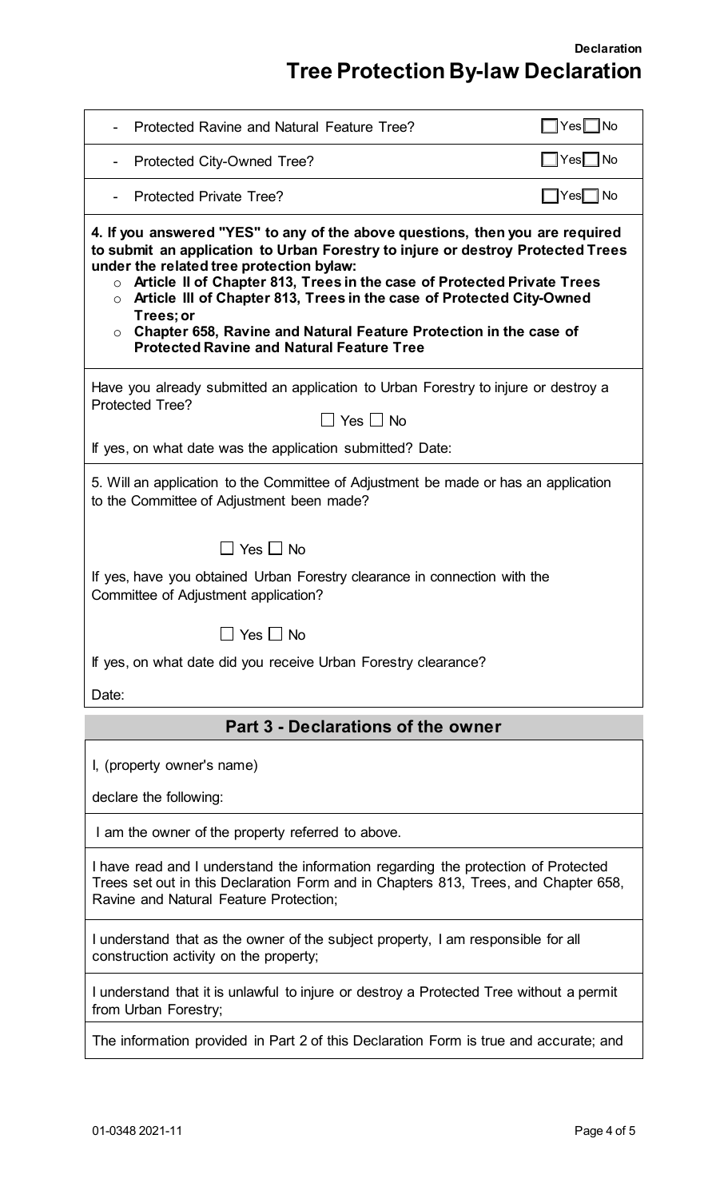**Declaration**

# Tree Protection By-law Declaration

| | |
|---|---|
| - Protected Ravine and Natural Feature Tree? | ☐ Yes ☐ No |
| - Protected City-Owned Tree? | ☐ Yes ☐ No |
| - Protected Private Tree? | ☐ Yes ☐ No |

**4. If you answered "YES" to any of the above questions, then you are required to submit an application to Urban Forestry to injure or destroy Protected Trees under the related tree protection bylaw:**

- **Article II of Chapter 813, Trees in the case of Protected Private Trees**
- **Article III of Chapter 813, Trees in the case of Protected City-Owned Trees; or**
- **Chapter 658, Ravine and Natural Feature Protection in the case of Protected Ravine and Natural Feature Tree**

Have you already submitted an application to Urban Forestry to injure or destroy a Protected Tree?

☐ Yes ☐ No

If yes, on what date was the application submitted? Date:

5. Will an application to the Committee of Adjustment be made or has an application to the Committee of Adjustment been made?

☐ Yes ☐ No

If yes, have you obtained Urban Forestry clearance in connection with the Committee of Adjustment application?

☐ Yes ☐ No

If yes, on what date did you receive Urban Forestry clearance?

Date:

## Part 3 - Declarations of the owner

I, (property owner's name)

declare the following:

I am the owner of the property referred to above.

I have read and I understand the information regarding the protection of Protected Trees set out in this Declaration Form and in Chapters 813, Trees, and Chapter 658, Ravine and Natural Feature Protection;

I understand that as the owner of the subject property, I am responsible for all construction activity on the property;

I understand that it is unlawful to injure or destroy a Protected Tree without a permit from Urban Forestry;

The information provided in Part 2 of this Declaration Form is true and accurate; and

01-0348 2021-11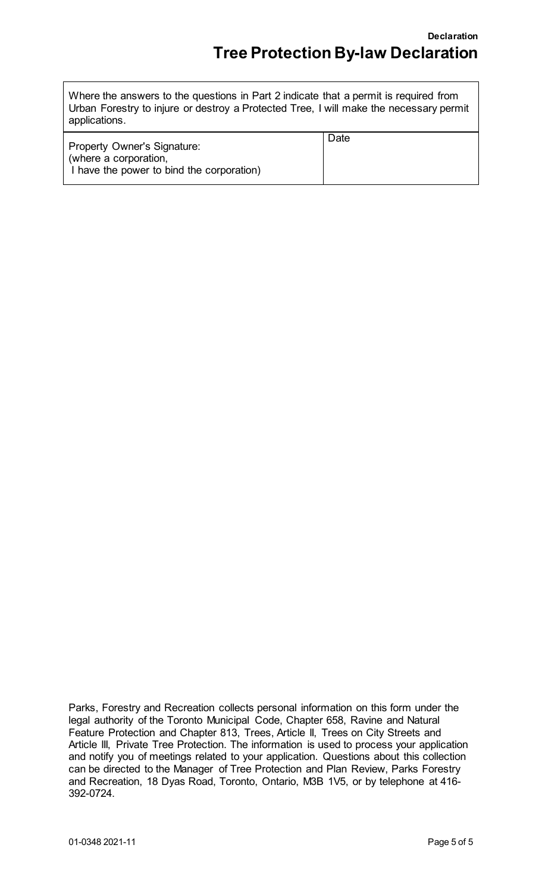**Declaration**

# Tree Protection By-law Declaration

| | |
|---|---|
| Where the answers to the questions in Part 2 indicate that a permit is required from Urban Forestry to injure or destroy a Protected Tree, I will make the necessary permit applications. | |
| Property Owner's Signature:<br>(where a corporation,<br>I have the power to bind the corporation) | Date |

Parks, Forestry and Recreation collects personal information on this form under the legal authority of the Toronto Municipal Code, Chapter 658, Ravine and Natural Feature Protection and Chapter 813, Trees, Article II, Trees on City Streets and Article III, Private Tree Protection. The information is used to process your application and notify you of meetings related to your application. Questions about this collection can be directed to the Manager of Tree Protection and Plan Review, Parks Forestry and Recreation, 18 Dyas Road, Toronto, Ontario, M3B 1V5, or by telephone at 416-392-0724.

01-0348 2021-11